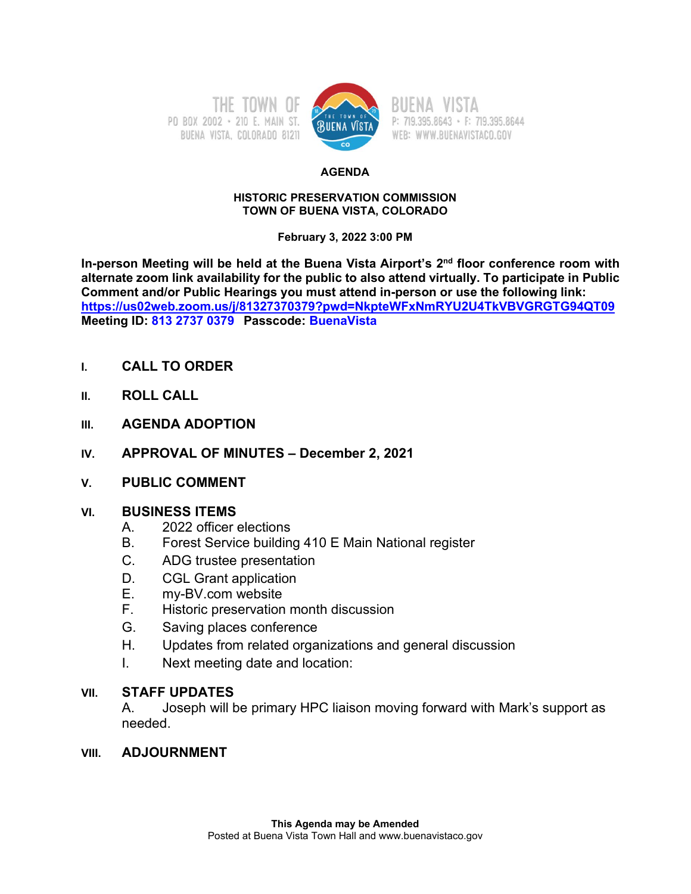THE TOWN OF BUENA VISTA
PO BOX 2002 • 210 E. MAIN ST.
BUENA VISTA, COLORADO 81211
P: 719.395.8643 • F: 719.395.8644
WEB: WWW.BUENAVISTACO.GOV

# AGENDA

## HISTORIC PRESERVATION COMMISSION
## TOWN OF BUENA VISTA, COLORADO

**February 3, 2022 3:00 PM**

**In-person Meeting will be held at the Buena Vista Airport's 2nd floor conference room with alternate zoom link availability for the public to also attend virtually. To participate in Public Comment and/or Public Hearings you must attend in-person or use the following link:**
**https://us02web.zoom.us/j/81327370379?pwd=NkpteWFxNmRYU2U4TkVBVGRGTG94QT09**
**Meeting ID: 813 2737 0379 Passcode: BuenaVista**

**I. CALL TO ORDER**

**II. ROLL CALL**

**III. AGENDA ADOPTION**

**IV. APPROVAL OF MINUTES – December 2, 2021**

**V. PUBLIC COMMENT**

**VI. BUSINESS ITEMS**

A. 2022 officer elections
B. Forest Service building 410 E Main National register
C. ADG trustee presentation
D. CGL Grant application
E. my-BV.com website
F. Historic preservation month discussion
G. Saving places conference
H. Updates from related organizations and general discussion
I. Next meeting date and location:

**VII. STAFF UPDATES**

A. Joseph will be primary HPC liaison moving forward with Mark's support as needed.

**VIII. ADJOURNMENT**

**This Agenda may be Amended**
Posted at Buena Vista Town Hall and www.buenavistaco.gov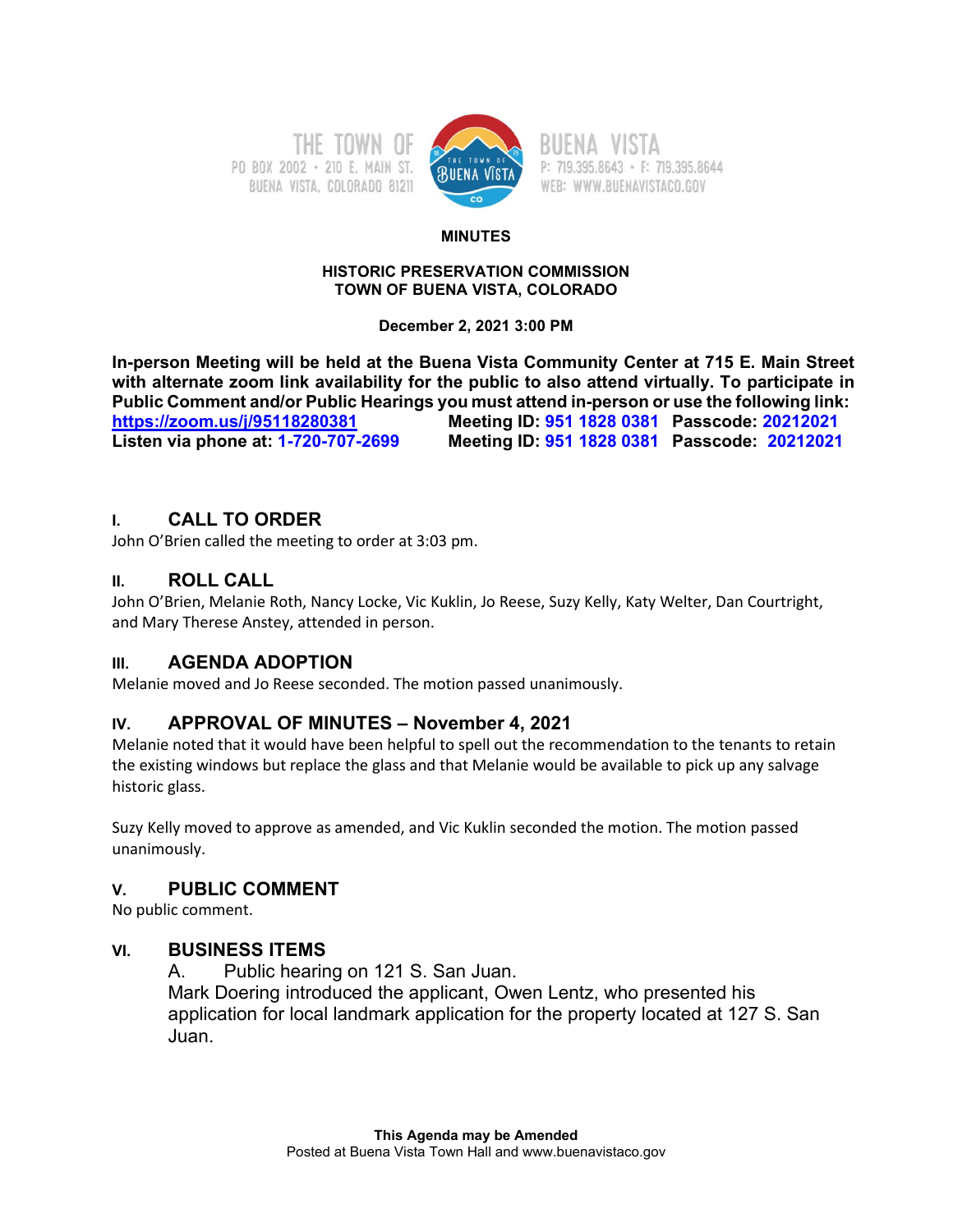THE TOWN OF BUENA VISTA
PO BOX 2002 • 210 E. MAIN ST. BUENA VISTA, COLORADO 81211
P: 719.395.8643 • F: 719.395.8644
WEB: WWW.BUENAVISTACO.GOV

**MINUTES**

**HISTORIC PRESERVATION COMMISSION**
**TOWN OF BUENA VISTA, COLORADO**

**December 2, 2021 3:00 PM**

**In-person Meeting will be held at the Buena Vista Community Center at 715 E. Main Street with alternate zoom link availability for the public to also attend virtually. To participate in Public Comment and/or Public Hearings you must attend in-person or use the following link:**
**https://zoom.us/j/95118280381** **Meeting ID: 951 1828 0381 Passcode: 20212021**
**Listen via phone at: 1-720-707-2699** **Meeting ID: 951 1828 0381 Passcode: 20212021**

## I. CALL TO ORDER

John O'Brien called the meeting to order at 3:03 pm.

## II. ROLL CALL

John O'Brien, Melanie Roth, Nancy Locke, Vic Kuklin, Jo Reese, Suzy Kelly, Katy Welter, Dan Courtright, and Mary Therese Anstey, attended in person.

## III. AGENDA ADOPTION

Melanie moved and Jo Reese seconded. The motion passed unanimously.

## IV. APPROVAL OF MINUTES – November 4, 2021

Melanie noted that it would have been helpful to spell out the recommendation to the tenants to retain the existing windows but replace the glass and that Melanie would be available to pick up any salvage historic glass.

Suzy Kelly moved to approve as amended, and Vic Kuklin seconded the motion. The motion passed unanimously.

## V. PUBLIC COMMENT

No public comment.

## VI. BUSINESS ITEMS

A. Public hearing on 121 S. San Juan.

Mark Doering introduced the applicant, Owen Lentz, who presented his application for local landmark application for the property located at 127 S. San Juan.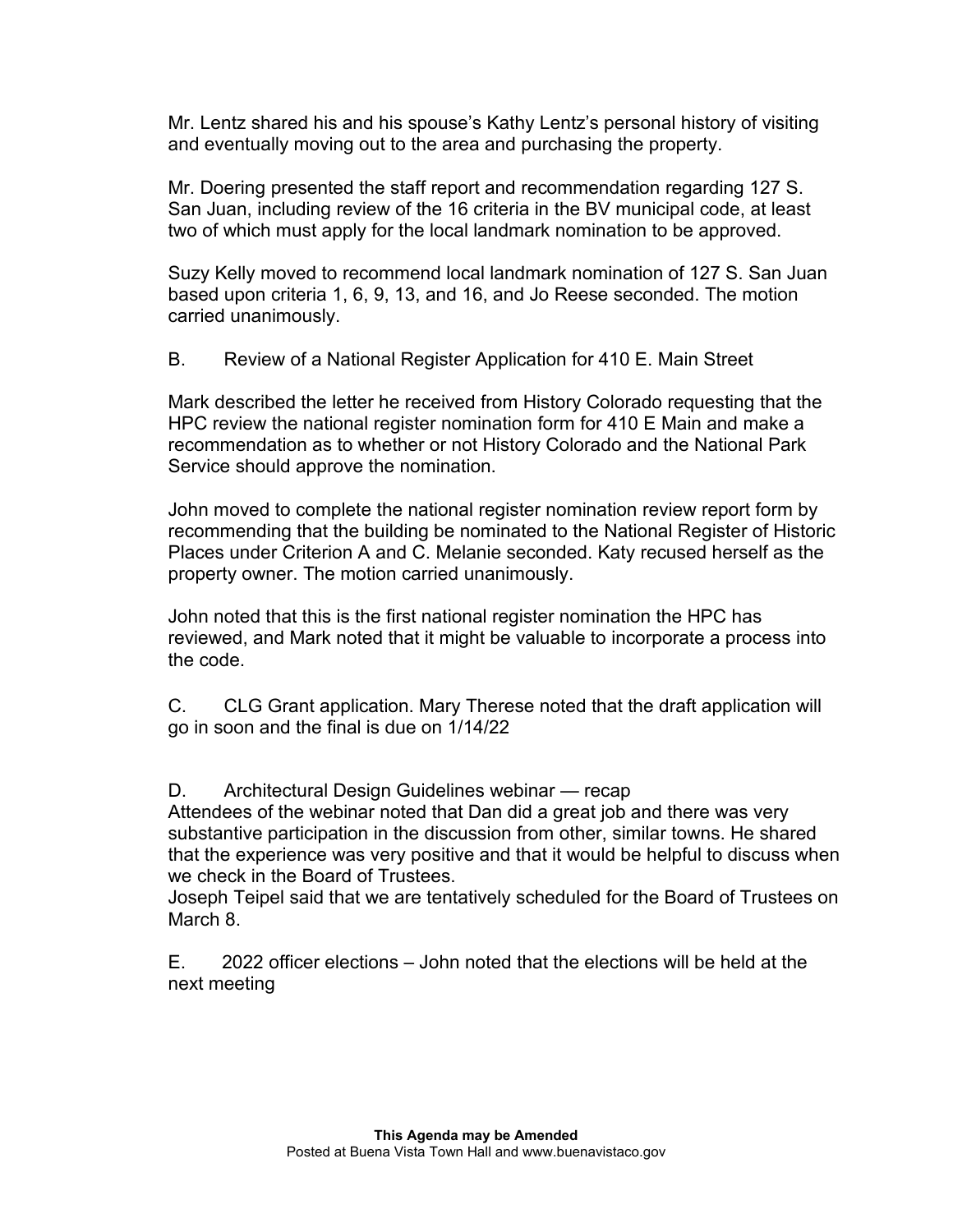Mr. Lentz shared his and his spouse's Kathy Lentz's personal history of visiting and eventually moving out to the area and purchasing the property.

Mr. Doering presented the staff report and recommendation regarding 127 S. San Juan, including review of the 16 criteria in the BV municipal code, at least two of which must apply for the local landmark nomination to be approved.

Suzy Kelly moved to recommend local landmark nomination of 127 S. San Juan based upon criteria 1, 6, 9, 13, and 16, and Jo Reese seconded. The motion carried unanimously.

B. Review of a National Register Application for 410 E. Main Street

Mark described the letter he received from History Colorado requesting that the HPC review the national register nomination form for 410 E Main and make a recommendation as to whether or not History Colorado and the National Park Service should approve the nomination.

John moved to complete the national register nomination review report form by recommending that the building be nominated to the National Register of Historic Places under Criterion A and C. Melanie seconded. Katy recused herself as the property owner. The motion carried unanimously.

John noted that this is the first national register nomination the HPC has reviewed, and Mark noted that it might be valuable to incorporate a process into the code.

C. CLG Grant application. Mary Therese noted that the draft application will go in soon and the final is due on 1/14/22

D. Architectural Design Guidelines webinar — recap

Attendees of the webinar noted that Dan did a great job and there was very substantive participation in the discussion from other, similar towns. He shared that the experience was very positive and that it would be helpful to discuss when we check in the Board of Trustees.

Joseph Teipel said that we are tentatively scheduled for the Board of Trustees on March 8.

E. 2022 officer elections – John noted that the elections will be held at the next meeting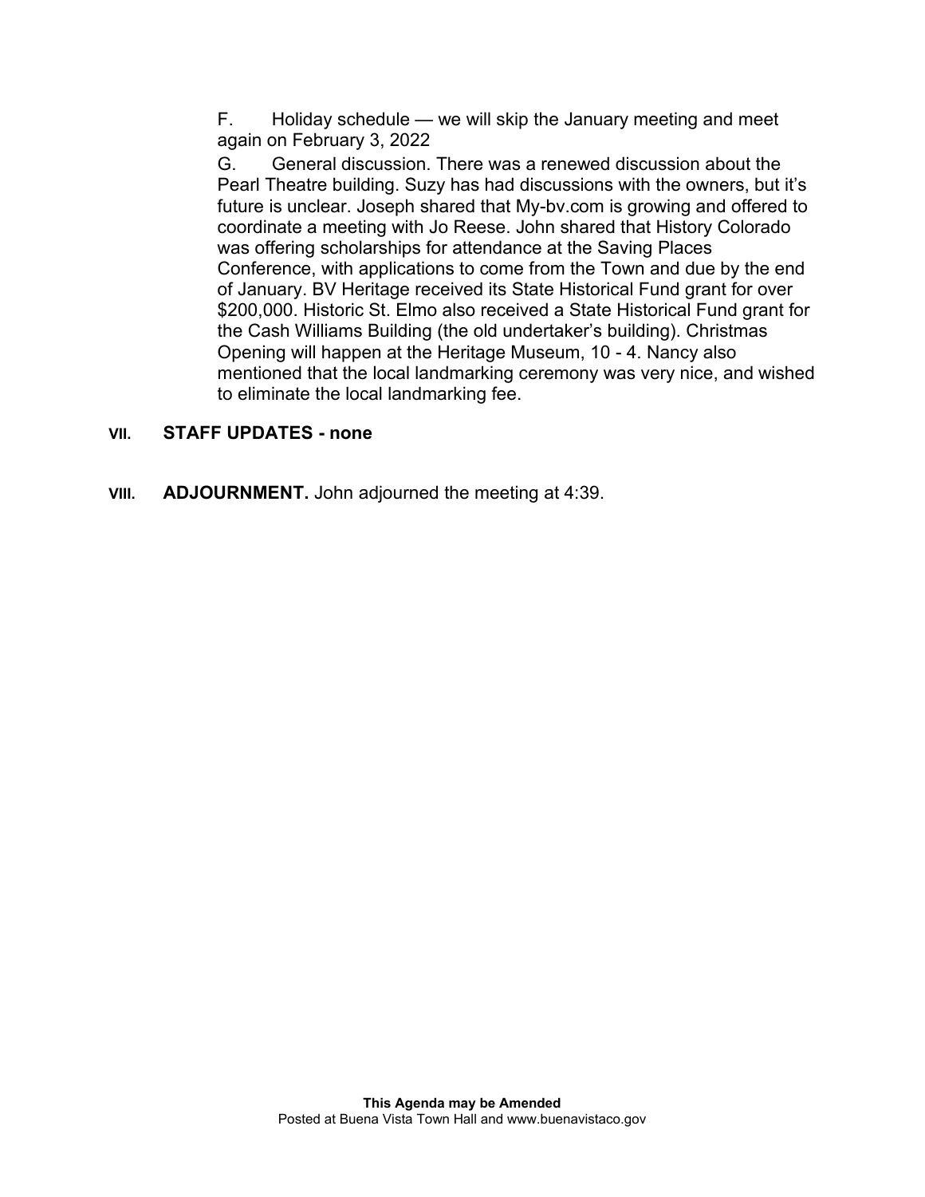F. Holiday schedule — we will skip the January meeting and meet again on February 3, 2022

G. General discussion. There was a renewed discussion about the Pearl Theatre building. Suzy has had discussions with the owners, but it's future is unclear. Joseph shared that My-bv.com is growing and offered to coordinate a meeting with Jo Reese. John shared that History Colorado was offering scholarships for attendance at the Saving Places Conference, with applications to come from the Town and due by the end of January. BV Heritage received its State Historical Fund grant for over $200,000. Historic St. Elmo also received a State Historical Fund grant for the Cash Williams Building (the old undertaker's building). Christmas Opening will happen at the Heritage Museum, 10 - 4. Nancy also mentioned that the local landmarking ceremony was very nice, and wished to eliminate the local landmarking fee.

## VII. STAFF UPDATES - none

## VIII. ADJOURNMENT. John adjourned the meeting at 4:39.

**This Agenda may be Amended**
Posted at Buena Vista Town Hall and www.buenavistaco.gov